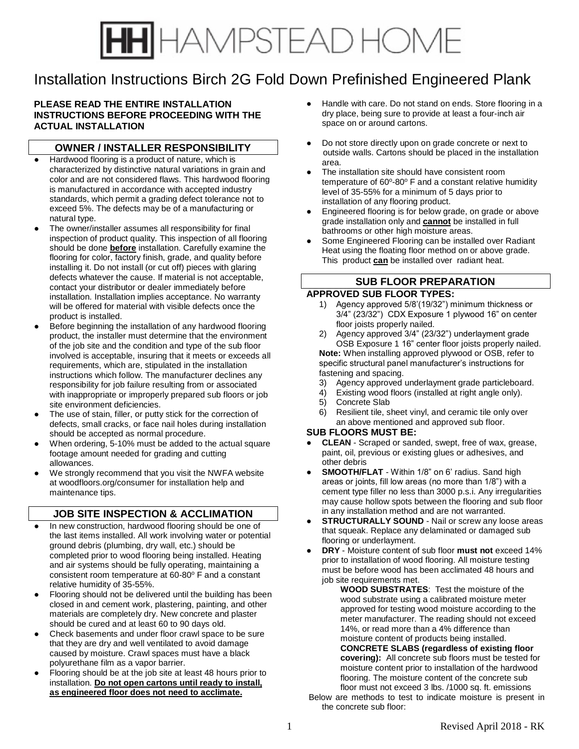# HAMPSTEAD HOME

# Installation Instructions Birch 2G Fold Down Prefinished Engineered Plank

**PLEASE READ THE ENTIRE INSTALLATION INSTRUCTIONS BEFORE PROCEEDING WITH THE ACTUAL INSTALLATION**

## OWNER / INSTALLER RESPONSIBILITY

- Hardwood flooring is a product of nature, which is characterized by distinctive natural variations in grain and color and are not considered flaws. This hardwood flooring is manufactured in accordance with accepted industry standards, which permit a grading defect tolerance not to exceed 5%. The defects may be of a manufacturing or natural type.
- The owner/installer assumes all responsibility for final inspection of product quality. This inspection of all flooring should be done **before** installation. Carefully examine the flooring for color, factory finish, grade, and quality before installing it. Do not install (or cut off) pieces with glaring defects whatever the cause. If material is not acceptable, contact your distributor or dealer immediately before installation. Installation implies acceptance. No warranty will be offered for material with visible defects once the product is installed.
- Before beginning the installation of any hardwood flooring product, the installer must determine that the environment of the job site and the condition and type of the sub floor involved is acceptable, insuring that it meets or exceeds all requirements, which are, stipulated in the installation instructions which follow. The manufacturer declines any responsibility for job failure resulting from or associated with inappropriate or improperly prepared sub floors or job site environment deficiencies.
- The use of stain, filler, or putty stick for the correction of defects, small cracks, or face nail holes during installation should be accepted as normal procedure.
- When ordering, 5-10% must be added to the actual square footage amount needed for grading and cutting allowances.
- We strongly recommend that you visit the NWFA website at woodfloors.org/consumer for installation help and maintenance tips.

## JOB SITE INSPECTION & ACCLIMATION

- In new construction, hardwood flooring should be one of the last items installed. All work involving water or potential ground debris (plumbing, dry wall, etc.) should be completed prior to wood flooring being installed. Heating and air systems should be fully operating, maintaining a consistent room temperature at 60-80º F and a constant relative humidity of 35-55%.
- Flooring should not be delivered until the building has been closed in and cement work, plastering, painting, and other materials are completely dry. New concrete and plaster should be cured and at least 60 to 90 days old.
- Check basements and under floor crawl space to be sure that they are dry and well ventilated to avoid damage caused by moisture. Crawl spaces must have a black polyurethane film as a vapor barrier.
- Flooring should be at the job site at least 48 hours prior to installation. **Do not open cartons until ready to install, as engineered floor does not need to acclimate.**
- Handle with care. Do not stand on ends. Store flooring in a dry place, being sure to provide at least a four-inch air space on or around cartons.
- Do not store directly upon on grade concrete or next to outside walls. Cartons should be placed in the installation area.
- The installation site should have consistent room temperature of 60º-80º F and a constant relative humidity level of 35-55% for a minimum of 5 days prior to installation of any flooring product.
- Engineered flooring is for below grade, on grade or above grade installation only and **cannot** be installed in full bathrooms or other high moisture areas.
- Some Engineered Flooring can be installed over Radiant Heat using the floating floor method on or above grade. This product **can** be installed over radiant heat.

## SUB FLOOR PREPARATION

### APPROVED SUB FLOOR TYPES:

1) Agency approved 5/8'(19/32") minimum thickness or 3/4" (23/32") CDX Exposure 1 plywood 16" on center floor joists properly nailed.
2) Agency approved 3/4" (23/32") underlayment grade OSB Exposure 1 16" center floor joists properly nailed.

**Note:** When installing approved plywood or OSB, refer to specific structural panel manufacturer's instructions for fastening and spacing.

3) Agency approved underlayment grade particleboard.
4) Existing wood floors (installed at right angle only).
5) Concrete Slab
6) Resilient tile, sheet vinyl, and ceramic tile only over an above mentioned and approved sub floor.

### SUB FLOORS MUST BE:

- **CLEAN** - Scraped or sanded, swept, free of wax, grease, paint, oil, previous or existing glues or adhesives, and other debris
- **SMOOTH/FLAT** - Within 1/8" on 6' radius. Sand high areas or joints, fill low areas (no more than 1/8") with a cement type filler no less than 3000 p.s.i. Any irregularities may cause hollow spots between the flooring and sub floor in any installation method and are not warranted.
- **STRUCTURALLY SOUND** - Nail or screw any loose areas that squeak. Replace any delaminated or damaged sub flooring or underlayment.
- **DRY** - Moisture content of sub floor **must not** exceed 14% prior to installation of wood flooring. All moisture testing must be before wood has been acclimated 48 hours and job site requirements met.

  **WOOD SUBSTRATES**: Test the moisture of the wood substrate using a calibrated moisture meter approved for testing wood moisture according to the meter manufacturer. The reading should not exceed 14%, or read more than a 4% difference than moisture content of products being installed.

  **CONCRETE SLABS (regardless of existing floor covering):** All concrete sub floors must be tested for moisture content prior to installation of the hardwood flooring. The moisture content of the concrete sub floor must not exceed 3 lbs. /1000 sq. ft. emissions

Below are methods to test to indicate moisture is present in the concrete sub floor: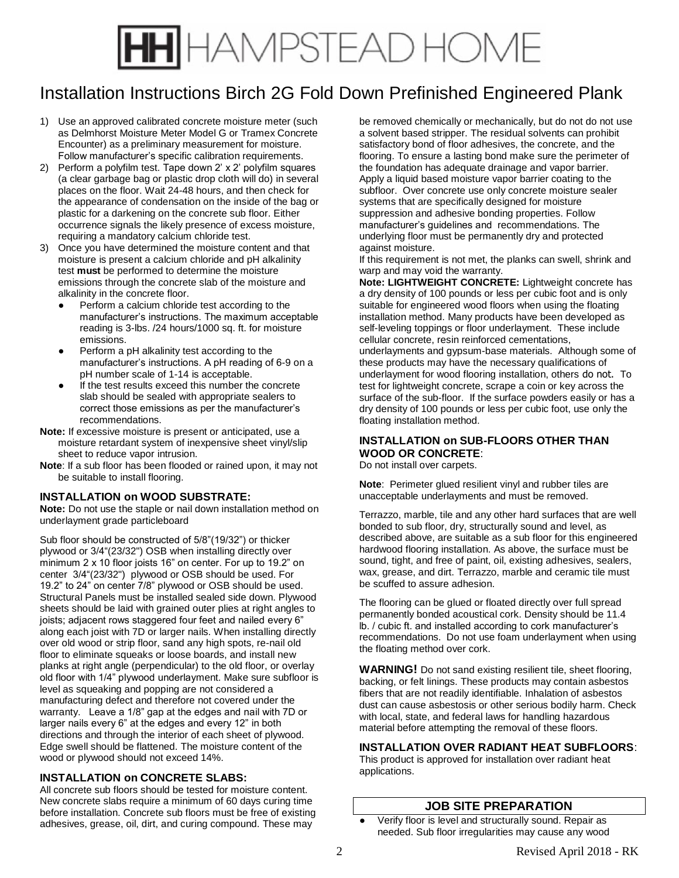# HAMPSTEAD HOME

## Installation Instructions Birch 2G Fold Down Prefinished Engineered Plank

1) Use an approved calibrated concrete moisture meter (such as Delmhorst Moisture Meter Model G or Tramex Concrete Encounter) as a preliminary measurement for moisture. Follow manufacturer's specific calibration requirements.
2) Perform a polyfilm test. Tape down 2' x 2' polyfilm squares (a clear garbage bag or plastic drop cloth will do) in several places on the floor. Wait 24-48 hours, and then check for the appearance of condensation on the inside of the bag or plastic for a darkening on the concrete sub floor. Either occurrence signals the likely presence of excess moisture, requiring a mandatory calcium chloride test.
3) Once you have determined the moisture content and that moisture is present a calcium chloride and pH alkalinity test **must** be performed to determine the moisture emissions through the concrete slab of the moisture and alkalinity in the concrete floor.
   - Perform a calcium chloride test according to the manufacturer's instructions. The maximum acceptable reading is 3-lbs. /24 hours/1000 sq. ft. for moisture emissions.
   - Perform a pH alkalinity test according to the manufacturer's instructions. A pH reading of 6-9 on a pH number scale of 1-14 is acceptable.
   - If the test results exceed this number the concrete slab should be sealed with appropriate sealers to correct those emissions as per the manufacturer's recommendations.

**Note:** If excessive moisture is present or anticipated, use a moisture retardant system of inexpensive sheet vinyl/slip sheet to reduce vapor intrusion.

**Note**: If a sub floor has been flooded or rained upon, it may not be suitable to install flooring.

### INSTALLATION on WOOD SUBSTRATE:

**Note:** Do not use the staple or nail down installation method on underlayment grade particleboard

Sub floor should be constructed of 5/8"(19/32") or thicker plywood or 3/4"(23/32") OSB when installing directly over minimum 2 x 10 floor joists 16" on center. For up to 19.2" on center 3/4"(23/32") plywood or OSB should be used. For 19.2" to 24" on center 7/8" plywood or OSB should be used. Structural Panels must be installed sealed side down. Plywood sheets should be laid with grained outer plies at right angles to joists; adjacent rows staggered four feet and nailed every 6" along each joist with 7D or larger nails. When installing directly over old wood or strip floor, sand any high spots, re-nail old floor to eliminate squeaks or loose boards, and install new planks at right angle (perpendicular) to the old floor, or overlay old floor with 1/4" plywood underlayment. Make sure subfloor is level as squeaking and popping are not considered a manufacturing defect and therefore not covered under the warranty. Leave a 1/8" gap at the edges and nail with 7D or larger nails every 6" at the edges and every 12" in both directions and through the interior of each sheet of plywood. Edge swell should be flattened. The moisture content of the wood or plywood should not exceed 14%.

### INSTALLATION on CONCRETE SLABS:

All concrete sub floors should be tested for moisture content. New concrete slabs require a minimum of 60 days curing time before installation. Concrete sub floors must be free of existing adhesives, grease, oil, dirt, and curing compound. These may be removed chemically or mechanically, but do not do not use a solvent based stripper. The residual solvents can prohibit satisfactory bond of floor adhesives, the concrete, and the flooring. To ensure a lasting bond make sure the perimeter of the foundation has adequate drainage and vapor barrier. Apply a liquid based moisture vapor barrier coating to the subfloor. Over concrete use only concrete moisture sealer systems that are specifically designed for moisture suppression and adhesive bonding properties. Follow manufacturer's guidelines and recommendations. The underlying floor must be permanently dry and protected against moisture.

If this requirement is not met, the planks can swell, shrink and warp and may void the warranty.

**Note: LIGHTWEIGHT CONCRETE:** Lightweight concrete has a dry density of 100 pounds or less per cubic foot and is only suitable for engineered wood floors when using the floating installation method. Many products have been developed as self-leveling toppings or floor underlayment. These include cellular concrete, resin reinforced cementations, underlayments and gypsum-base materials. Although some of these products may have the necessary qualifications of underlayment for wood flooring installation, others do not. To test for lightweight concrete, scrape a coin or key across the surface of the sub-floor. If the surface powders easily or has a dry density of 100 pounds or less per cubic foot, use only the floating installation method.

### INSTALLATION on SUB-FLOORS OTHER THAN WOOD OR CONCRETE:

Do not install over carpets.

**Note**: Perimeter glued resilient vinyl and rubber tiles are unacceptable underlayments and must be removed.

Terrazzo, marble, tile and any other hard surfaces that are well bonded to sub floor, dry, structurally sound and level, as described above, are suitable as a sub floor for this engineered hardwood flooring installation. As above, the surface must be sound, tight, and free of paint, oil, existing adhesives, sealers, wax, grease, and dirt. Terrazzo, marble and ceramic tile must be scuffed to assure adhesion.

The flooring can be glued or floated directly over full spread permanently bonded acoustical cork. Density should be 11.4 lb. / cubic ft. and installed according to cork manufacturer's recommendations. Do not use foam underlayment when using the floating method over cork.

**WARNING!** Do not sand existing resilient tile, sheet flooring, backing, or felt linings. These products may contain asbestos fibers that are not readily identifiable. Inhalation of asbestos dust can cause asbestosis or other serious bodily harm. Check with local, state, and federal laws for handling hazardous material before attempting the removal of these floors.

### INSTALLATION OVER RADIANT HEAT SUBFLOORS:

This product is approved for installation over radiant heat applications.

### JOB SITE PREPARATION

- Verify floor is level and structurally sound. Repair as needed. Sub floor irregularities may cause any wood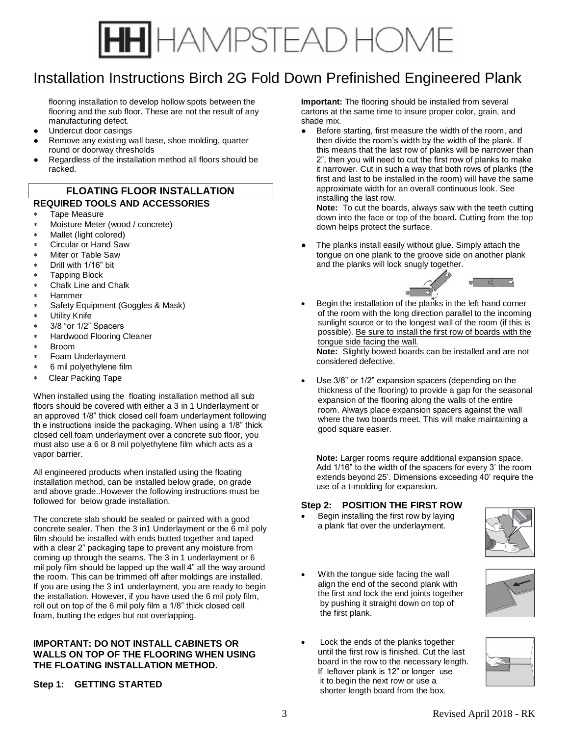flooring installation to develop hollow spots between the flooring and the sub floor. These are not the result of any manufacturing defect.

- Undercut door casings
- Remove any existing wall base, shoe molding, quarter round or doorway thresholds
- Regardless of the installation method all floors should be racked.

## FLOATING FLOOR INSTALLATION

### REQUIRED TOOLS AND ACCESSORIES

- Tape Measure
- Moisture Meter (wood / concrete)
- Mallet (light colored)
- Circular or Hand Saw
- Miter or Table Saw
- Drill with 1/16" bit
- Tapping Block
- Chalk Line and Chalk
- Hammer
- Safety Equipment (Goggles & Mask)
- Utility Knife
- 3/8 "or 1/2" Spacers
- Hardwood Flooring Cleaner
- Broom
- Foam Underlayment
- 6 mil polyethylene film
- Clear Packing Tape

When installed using the floating installation method all sub floors should be covered with either a 3 in 1 Underlayment or an approved 1/8" thick closed cell foam underlayment following th e instructions inside the packaging. When using a 1/8" thick closed cell foam underlayment over a concrete sub floor, you must also use a 6 or 8 mil polyethylene film which acts as a vapor barrier.

All engineered products when installed using the floating installation method, can be installed below grade, on grade and above grade..However the following instructions must be followed for below grade installation.

The concrete slab should be sealed or painted with a good concrete sealer. Then the 3 in1 Underlayment or the 6 mil poly film should be installed with ends butted together and taped with a clear 2" packaging tape to prevent any moisture from coming up through the seams. The 3 in 1 underlayment or 6 mil poly film should be lapped up the wall 4" all the way around the room. This can be trimmed off after moldings are installed. If you are using the 3 in1 underlayment, you are ready to begin the installation. However, if you have used the 6 mil poly film, roll out on top of the 6 mil poly film a 1/8" thick closed cell foam, butting the edges but not overlapping.

**IMPORTANT: DO NOT INSTALL CABINETS OR WALLS ON TOP OF THE FLOORING WHEN USING THE FLOATING INSTALLATION METHOD.**

### Step 1: GETTING STARTED

**Important:** The flooring should be installed from several cartons at the same time to insure proper color, grain, and shade mix.

- Before starting, first measure the width of the room, and then divide the room's width by the width of the plank. If this means that the last row of planks will be narrower than 2", then you will need to cut the first row of planks to make it narrower. Cut in such a way that both rows of planks (the first and last to be installed in the room) will have the same approximate width for an overall continuous look. See installing the last row.

  **Note:** To cut the boards, always saw with the teeth cutting down into the face or top of the board**.** Cutting from the top down helps protect the surface.

- The planks install easily without glue. Simply attach the tongue on one plank to the groove side on another plank and the planks will lock snugly together.

- Begin the installation of the planks in the left hand corner of the room with the long direction parallel to the incoming sunlight source or to the longest wall of the room (if this is possible). Be sure to install the first row of boards with the tongue side facing the wall.

  **Note:** Slightly bowed boards can be installed and are not considered defective.

- Use 3/8" or 1/2" expansion spacers (depending on the thickness of the flooring) to provide a gap for the seasonal expansion of the flooring along the walls of the entire room. Always place expansion spacers against the wall where the two boards meet. This will make maintaining a good square easier.

  **Note:** Larger rooms require additional expansion space. Add 1/16" to the width of the spacers for every 3' the room extends beyond 25'. Dimensions exceeding 40' require the use of a t-molding for expansion.

### Step 2: POSITION THE FIRST ROW

- Begin installing the first row by laying a plank flat over the underlayment.
- With the tongue side facing the wall align the end of the second plank with the first and lock the end joints together by pushing it straight down on top of the first plank.
- Lock the ends of the planks together until the first row is finished. Cut the last board in the row to the necessary length. If leftover plank is 12" or longer use it to begin the next row or use a shorter length board from the box.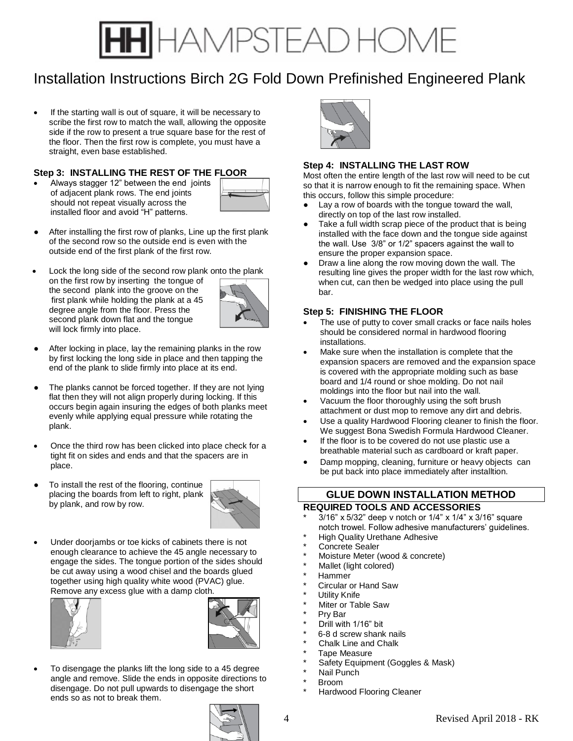# HAMPSTEAD HOME

## Installation Instructions Birch 2G Fold Down Prefinished Engineered Plank

- If the starting wall is out of square, it will be necessary to scribe the first row to match the wall, allowing the opposite side if the row to present a true square base for the rest of the floor. Then the first row is complete, you must have a straight, even base established.

### Step 3: INSTALLING THE REST OF THE FLOOR

- Always stagger 12" between the end joints of adjacent plank rows. The end joints should not repeat visually across the installed floor and avoid "H" patterns.
- After installing the first row of planks, Line up the first plank of the second row so the outside end is even with the outside end of the first plank of the first row.
- Lock the long side of the second row plank onto the plank on the first row by inserting the tongue of the second plank into the groove on the first plank while holding the plank at a 45 degree angle from the floor. Press the second plank down flat and the tongue will lock firmly into place.
- After locking in place, lay the remaining planks in the row by first locking the long side in place and then tapping the end of the plank to slide firmly into place at its end.
- The planks cannot be forced together. If they are not lying flat then they will not align properly during locking. If this occurs begin again insuring the edges of both planks meet evenly while applying equal pressure while rotating the plank.
- Once the third row has been clicked into place check for a tight fit on sides and ends and that the spacers are in place.
- To install the rest of the flooring, continue placing the boards from left to right, plank by plank, and row by row.
- Under doorjambs or toe kicks of cabinets there is not enough clearance to achieve the 45 angle necessary to engage the sides. The tongue portion of the sides should be cut away using a wood chisel and the boards glued together using high quality white wood (PVAC) glue. Remove any excess glue with a damp cloth.
- To disengage the planks lift the long side to a 45 degree angle and remove. Slide the ends in opposite directions to disengage. Do not pull upwards to disengage the short ends so as not to break them.

### Step 4: INSTALLING THE LAST ROW

Most often the entire length of the last row will need to be cut so that it is narrow enough to fit the remaining space. When this occurs, follow this simple procedure:

- Lay a row of boards with the tongue toward the wall, directly on top of the last row installed.
- Take a full width scrap piece of the product that is being installed with the face down and the tongue side against the wall. Use 3/8" or 1/2" spacers against the wall to ensure the proper expansion space.
- Draw a line along the row moving down the wall. The resulting line gives the proper width for the last row which, when cut, can then be wedged into place using the pull bar.

### Step 5: FINISHING THE FLOOR

- The use of putty to cover small cracks or face nails holes should be considered normal in hardwood flooring installations.
- Make sure when the installation is complete that the expansion spacers are removed and the expansion space is covered with the appropriate molding such as base board and 1/4 round or shoe molding. Do not nail moldings into the floor but nail into the wall.
- Vacuum the floor thoroughly using the soft brush attachment or dust mop to remove any dirt and debris.
- Use a quality Hardwood Flooring cleaner to finish the floor. We suggest Bona Swedish Formula Hardwood Cleaner.
- If the floor is to be covered do not use plastic use a breathable material such as cardboard or kraft paper.
- Damp mopping, cleaning, furniture or heavy objects can be put back into place immediately after installtion.

## GLUE DOWN INSTALLATION METHOD

### REQUIRED TOOLS AND ACCESSORIES

* 3/16" x 5/32" deep v notch or 1/4" x 1/4" x 3/16" square notch trowel. Follow adhesive manufacturers' guidelines.
* High Quality Urethane Adhesive
* Concrete Sealer
* Moisture Meter (wood & concrete)
* Mallet (light colored)
* Hammer
* Circular or Hand Saw
* Utility Knife
* Miter or Table Saw
* Pry Bar
* Drill with 1/16" bit
* 6-8 d screw shank nails
* Chalk Line and Chalk
* Tape Measure
* Safety Equipment (Goggles & Mask)
* Nail Punch
* Broom
* Hardwood Flooring Cleaner

Revised April 2018 - RK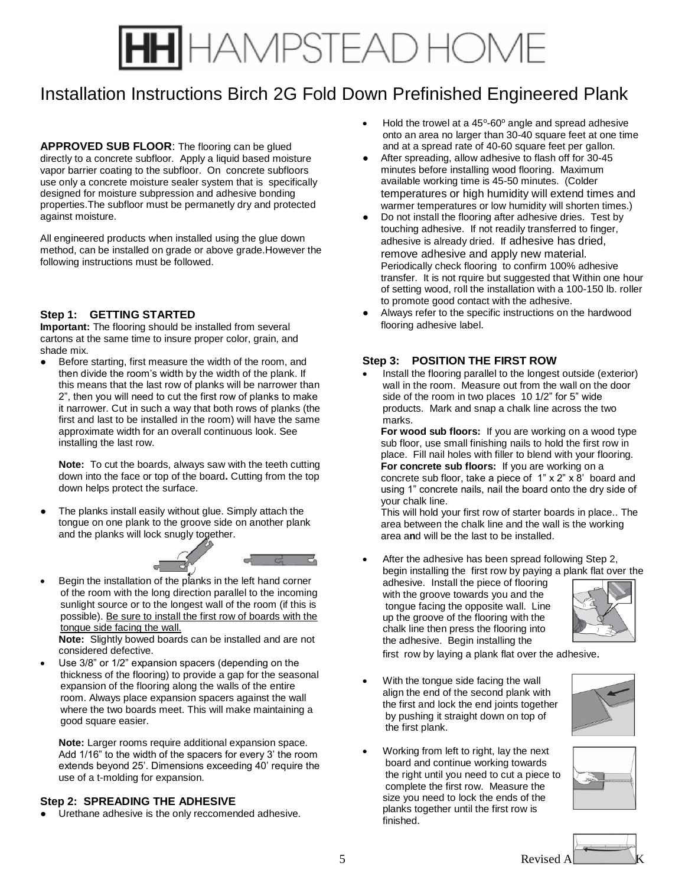# Installation Instructions Birch 2G Fold Down Prefinished Engineered Plank

**APPROVED SUB FLOOR**: The flooring can be glued directly to a concrete subfloor. Apply a liquid based moisture vapor barrier coating to the subfloor. On concrete subfloors use only a concrete moisture sealer system that is specifically designed for moisture subpression and adhesive bonding properties.The subfloor must be permanetly dry and protected against moisture.

All engineered products when installed using the glue down method, can be installed on grade or above grade.However the following instructions must be followed.

### Step 1: GETTING STARTED

**Important:** The flooring should be installed from several cartons at the same time to insure proper color, grain, and shade mix.

- Before starting, first measure the width of the room, and then divide the room's width by the width of the plank. If this means that the last row of planks will be narrower than 2", then you will need to cut the first row of planks to make it narrower. Cut in such a way that both rows of planks (the first and last to be installed in the room) will have the same approximate width for an overall continuous look. See installing the last row.

  **Note:** To cut the boards, always saw with the teeth cutting down into the face or top of the board**.** Cutting from the top down helps protect the surface.

- The planks install easily without glue. Simply attach the tongue on one plank to the groove side on another plank and the planks will lock snugly together.

- Begin the installation of the planks in the left hand corner of the room with the long direction parallel to the incoming sunlight source or to the longest wall of the room (if this is possible). Be sure to install the first row of boards with the tongue side facing the wall.

  **Note:** Slightly bowed boards can be installed and are not considered defective.

- Use 3/8" or 1/2" expansion spacers (depending on the thickness of the flooring) to provide a gap for the seasonal expansion of the flooring along the walls of the entire room. Always place expansion spacers against the wall where the two boards meet. This will make maintaining a good square easier.

  **Note:** Larger rooms require additional expansion space. Add 1/16" to the width of the spacers for every 3' the room extends beyond 25'. Dimensions exceeding 40' require the use of a t-molding for expansion.

### Step 2: SPREADING THE ADHESIVE

- Urethane adhesive is the only reccomended adhesive.
- Hold the trowel at a 45º-60º angle and spread adhesive onto an area no larger than 30-40 square feet at one time and at a spread rate of 40-60 square feet per gallon.
- After spreading, allow adhesive to flash off for 30-45 minutes before installing wood flooring. Maximum available working time is 45-50 minutes. (Colder temperatures or high humidity will extend times and warmer temperatures or low humidity will shorten times.)
- Do not install the flooring after adhesive dries. Test by touching adhesive. If not readily transferred to finger, adhesive is already dried. If adhesive has dried, remove adhesive and apply new material. Periodically check flooring to confirm 100% adhesive transfer. It is not rquire but suggested that Within one hour of setting wood, roll the installation with a 100-150 lb. roller to promote good contact with the adhesive.
- Always refer to the specific instructions on the hardwood flooring adhesive label.

### Step 3: POSITION THE FIRST ROW

- Install the flooring parallel to the longest outside (exterior) wall in the room. Measure out from the wall on the door side of the room in two places 10 1/2" for 5" wide products. Mark and snap a chalk line across the two marks.

  **For wood sub floors:** If you are working on a wood type sub floor, use small finishing nails to hold the first row in place. Fill nail holes with filler to blend with your flooring.
  **For concrete sub floors:** If you are working on a concrete sub floor, take a piece of 1" x 2" x 8' board and using 1" concrete nails, nail the board onto the dry side of your chalk line.
  This will hold your first row of starter boards in place.. The area between the chalk line and the wall is the working area a**n**d will be the last to be installed.

- After the adhesive has been spread following Step 2, begin installing the first row by paying a plank flat over the adhesive. Install the piece of flooring with the groove towards you and the tongue facing the opposite wall. Line up the groove of the flooring with the chalk line then press the flooring into the adhesive. Begin installing the first row by laying a plank flat over the adhesive.

- With the tongue side facing the wall align the end of the second plank with the first and lock the end joints together by pushing it straight down on top of the first plank.

- Working from left to right, lay the next board and continue working towards the right until you need to cut a piece to complete the first row. Measure the size you need to lock the ends of the planks together until the first row is finished.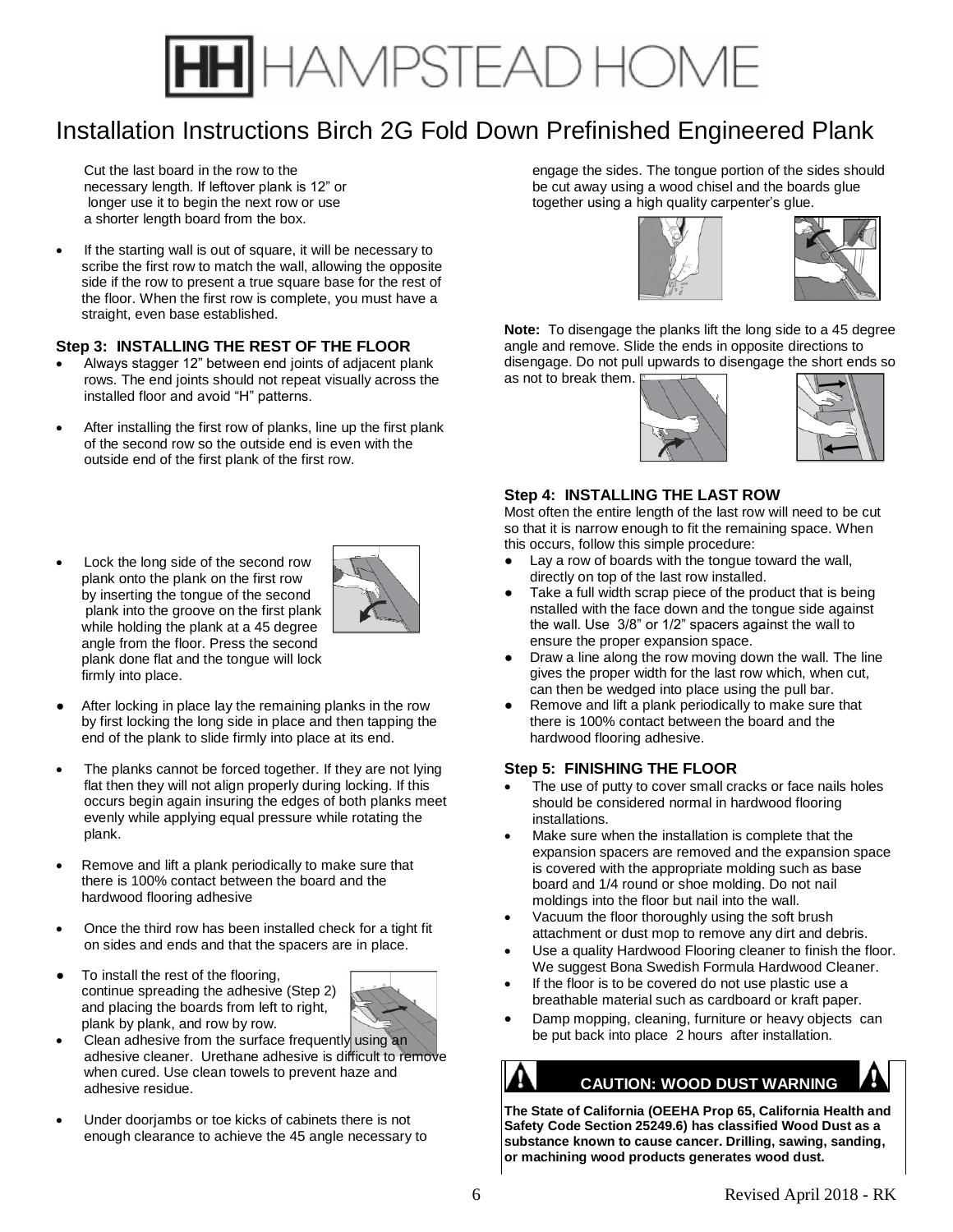# HAMPSTEAD HOME

## Installation Instructions Birch 2G Fold Down Prefinished Engineered Plank

Cut the last board in the row to the necessary length. If leftover plank is 12" or longer use it to begin the next row or use a shorter length board from the box.

- If the starting wall is out of square, it will be necessary to scribe the first row to match the wall, allowing the opposite side if the row to present a true square base for the rest of the floor. When the first row is complete, you must have a straight, even base established.

### Step 3: INSTALLING THE REST OF THE FLOOR

- Always stagger 12" between end joints of adjacent plank rows. The end joints should not repeat visually across the installed floor and avoid "H" patterns.
- After installing the first row of planks, line up the first plank of the second row so the outside end is even with the outside end of the first plank of the first row.
- Lock the long side of the second row plank onto the plank on the first row by inserting the tongue of the second plank into the groove on the first plank while holding the plank at a 45 degree angle from the floor. Press the second plank done flat and the tongue will lock firmly into place.
- After locking in place lay the remaining planks in the row by first locking the long side in place and then tapping the end of the plank to slide firmly into place at its end.
- The planks cannot be forced together. If they are not lying flat then they will not align properly during locking. If this occurs begin again insuring the edges of both planks meet evenly while applying equal pressure while rotating the plank.
- Remove and lift a plank periodically to make sure that there is 100% contact between the board and the hardwood flooring adhesive
- Once the third row has been installed check for a tight fit on sides and ends and that the spacers are in place.
- To install the rest of the flooring, continue spreading the adhesive (Step 2) and placing the boards from left to right, plank by plank, and row by row.
- Clean adhesive from the surface frequently using an adhesive cleaner. Urethane adhesive is difficult to remove when cured. Use clean towels to prevent haze and adhesive residue.
- Under doorjambs or toe kicks of cabinets there is not enough clearance to achieve the 45 angle necessary to engage the sides. The tongue portion of the sides should be cut away using a wood chisel and the boards glue together using a high quality carpenter's glue.

**Note:** To disengage the planks lift the long side to a 45 degree angle and remove. Slide the ends in opposite directions to disengage. Do not pull upwards to disengage the short ends so as not to break them.

### Step 4: INSTALLING THE LAST ROW

Most often the entire length of the last row will need to be cut so that it is narrow enough to fit the remaining space. When this occurs, follow this simple procedure:

- Lay a row of boards with the tongue toward the wall, directly on top of the last row installed.
- Take a full width scrap piece of the product that is being nstalled with the face down and the tongue side against the wall. Use 3/8" or 1/2" spacers against the wall to ensure the proper expansion space.
- Draw a line along the row moving down the wall. The line gives the proper width for the last row which, when cut, can then be wedged into place using the pull bar.
- Remove and lift a plank periodically to make sure that there is 100% contact between the board and the hardwood flooring adhesive.

### Step 5: FINISHING THE FLOOR

- The use of putty to cover small cracks or face nails holes should be considered normal in hardwood flooring installations.
- Make sure when the installation is complete that the expansion spacers are removed and the expansion space is covered with the appropriate molding such as base board and 1/4 round or shoe molding. Do not nail moldings into the floor but nail into the wall.
- Vacuum the floor thoroughly using the soft brush attachment or dust mop to remove any dirt and debris.
- Use a quality Hardwood Flooring cleaner to finish the floor. We suggest Bona Swedish Formula Hardwood Cleaner.
- If the floor is to be covered do not use plastic use a breathable material such as cardboard or kraft paper.
- Damp mopping, cleaning, furniture or heavy objects can be put back into place 2 hours after installation.

**CAUTION: WOOD DUST WARNING**

**The State of California (OEEHA Prop 65, California Health and Safety Code Section 25249.6) has classified Wood Dust as a substance known to cause cancer. Drilling, sawing, sanding, or machining wood products generates wood dust.**

Revised April 2018 - RK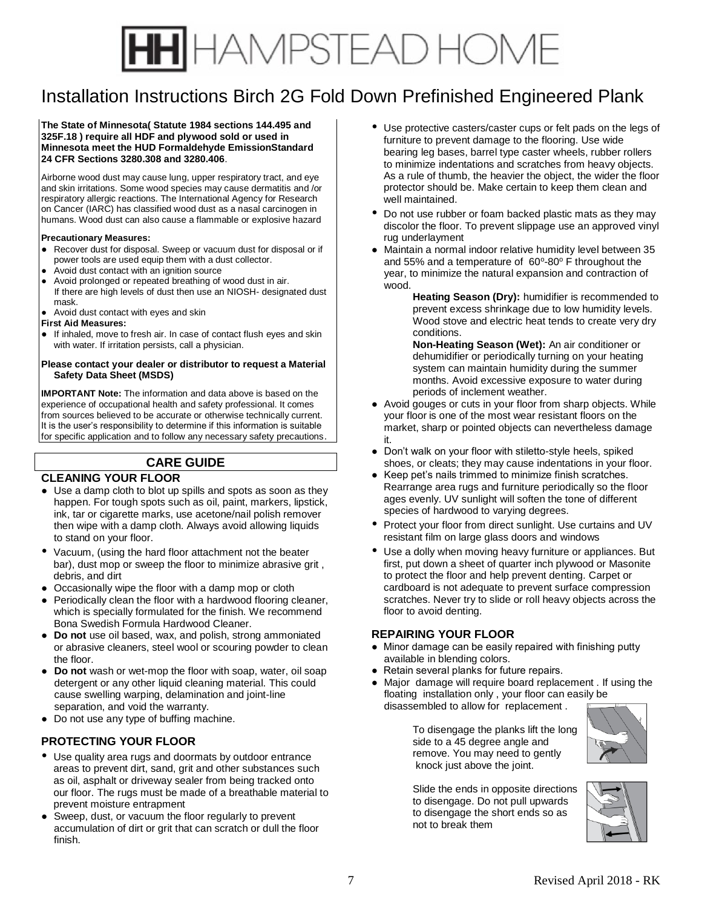# HAMPSTEAD HOME

# Installation Instructions Birch 2G Fold Down Prefinished Engineered Plank

**The State of Minnesota( Statute 1984 sections 144.495 and 325F.18 ) require all HDF and plywood sold or used in Minnesota meet the HUD Formaldehyde EmissionStandard 24 CFR Sections 3280.308 and 3280.406**.

Airborne wood dust may cause lung, upper respiratory tract, and eye and skin irritations. Some wood species may cause dermatitis and /or respiratory allergic reactions. The International Agency for Research on Cancer (IARC) has classified wood dust as a nasal carcinogen in humans. Wood dust can also cause a flammable or explosive hazard

**Precautionary Measures:**

- Recover dust for disposal. Sweep or vacuum dust for disposal or if power tools are used equip them with a dust collector.
- Avoid dust contact with an ignition source
- Avoid prolonged or repeated breathing of wood dust in air. If there are high levels of dust then use an NIOSH- designated dust mask.
- Avoid dust contact with eyes and skin

**First Aid Measures:**

- If inhaled, move to fresh air. In case of contact flush eyes and skin with water. If irritation persists, call a physician.

**Please contact your dealer or distributor to request a Material Safety Data Sheet (MSDS)**

**IMPORTANT Note:** The information and data above is based on the experience of occupational health and safety professional. It comes from sources believed to be accurate or otherwise technically current. It is the user's responsibility to determine if this information is suitable for specific application and to follow any necessary safety precautions.

## CARE GUIDE

### CLEANING YOUR FLOOR

- Use a damp cloth to blot up spills and spots as soon as they happen. For tough spots such as oil, paint, markers, lipstick, ink, tar or cigarette marks, use acetone/nail polish remover then wipe with a damp cloth. Always avoid allowing liquids to stand on your floor.
- Vacuum, (using the hard floor attachment not the beater bar), dust mop or sweep the floor to minimize abrasive grit , debris, and dirt
- Occasionally wipe the floor with a damp mop or cloth
- Periodically clean the floor with a hardwood flooring cleaner, which is specially formulated for the finish. We recommend Bona Swedish Formula Hardwood Cleaner.
- **Do not** use oil based, wax, and polish, strong ammoniated or abrasive cleaners, steel wool or scouring powder to clean the floor.
- **Do not** wash or wet-mop the floor with soap, water, oil soap detergent or any other liquid cleaning material. This could cause swelling warping, delamination and joint-line separation, and void the warranty.
- Do not use any type of buffing machine.

### PROTECTING YOUR FLOOR

- Use quality area rugs and doormats by outdoor entrance areas to prevent dirt, sand, grit and other substances such as oil, asphalt or driveway sealer from being tracked onto our floor. The rugs must be made of a breathable material to prevent moisture entrapment
- Sweep, dust, or vacuum the floor regularly to prevent accumulation of dirt or grit that can scratch or dull the floor finish.
- Use protective casters/caster cups or felt pads on the legs of furniture to prevent damage to the flooring. Use wide bearing leg bases, barrel type caster wheels, rubber rollers to minimize indentations and scratches from heavy objects. As a rule of thumb, the heavier the object, the wider the floor protector should be. Make certain to keep them clean and well maintained.
- Do not use rubber or foam backed plastic mats as they may discolor the floor. To prevent slippage use an approved vinyl rug underlayment
- Maintain a normal indoor relative humidity level between 35 and 55% and a temperature of 60º-80º F throughout the year, to minimize the natural expansion and contraction of wood.

  **Heating Season (Dry):** humidifier is recommended to prevent excess shrinkage due to low humidity levels. Wood stove and electric heat tends to create very dry conditions.

  **Non-Heating Season (Wet):** An air conditioner or dehumidifier or periodically turning on your heating system can maintain humidity during the summer months. Avoid excessive exposure to water during periods of inclement weather.
- Avoid gouges or cuts in your floor from sharp objects. While your floor is one of the most wear resistant floors on the market, sharp or pointed objects can nevertheless damage it.
- Don't walk on your floor with stiletto-style heels, spiked shoes, or cleats; they may cause indentations in your floor.
- Keep pet's nails trimmed to minimize finish scratches. Rearrange area rugs and furniture periodically so the floor ages evenly. UV sunlight will soften the tone of different species of hardwood to varying degrees.
- Protect your floor from direct sunlight. Use curtains and UV resistant film on large glass doors and windows
- Use a dolly when moving heavy furniture or appliances. But first, put down a sheet of quarter inch plywood or Masonite to protect the floor and help prevent denting. Carpet or cardboard is not adequate to prevent surface compression scratches. Never try to slide or roll heavy objects across the floor to avoid denting.

### REPAIRING YOUR FLOOR

- Minor damage can be easily repaired with finishing putty available in blending colors.
- Retain several planks for future repairs.
- Major damage will require board replacement . If using the floating installation only , your floor can easily be disassembled to allow for replacement .

  To disengage the planks lift the long side to a 45 degree angle and remove. You may need to gently knock just above the joint.

  Slide the ends in opposite directions to disengage. Do not pull upwards to disengage the short ends so as not to break them

Revised April 2018 - RK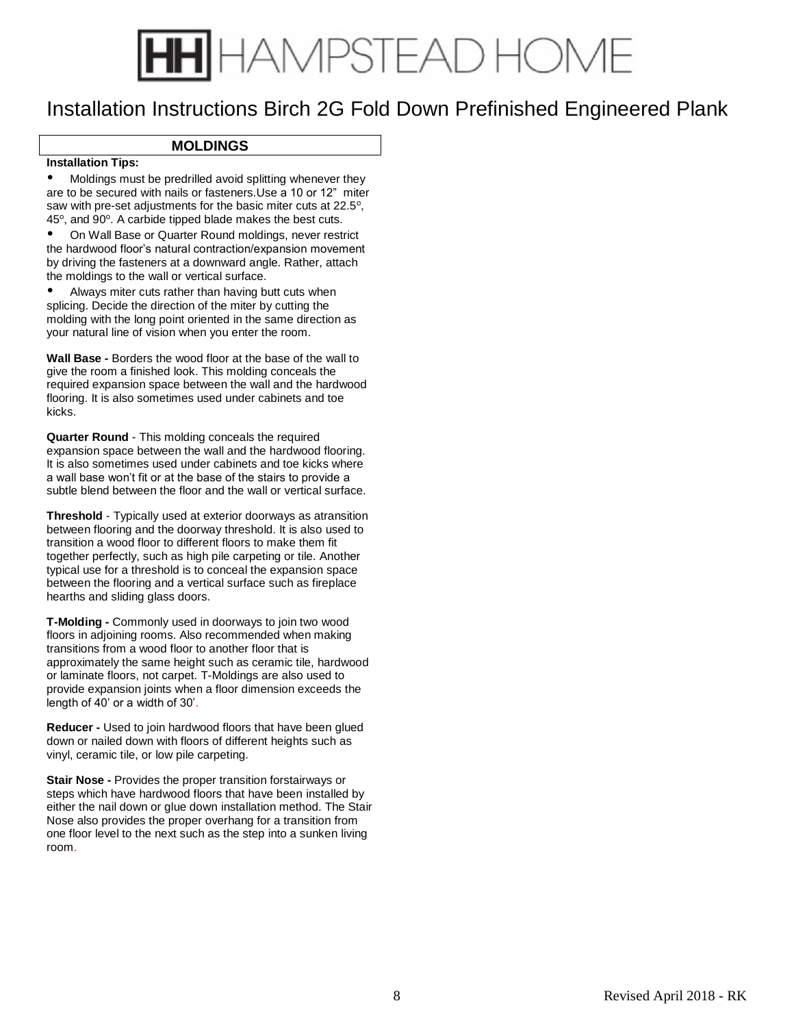# HAMPSTEAD HOME

## Installation Instructions Birch 2G Fold Down Prefinished Engineered Plank

### MOLDINGS

**Installation Tips:**

- Moldings must be predrilled avoid splitting whenever they are to be secured with nails or fasteners.Use a 10 or 12" miter saw with pre-set adjustments for the basic miter cuts at 22.5º, 45º, and 90º. A carbide tipped blade makes the best cuts.
- On Wall Base or Quarter Round moldings, never restrict the hardwood floor's natural contraction/expansion movement by driving the fasteners at a downward angle. Rather, attach the moldings to the wall or vertical surface.
- Always miter cuts rather than having butt cuts when splicing. Decide the direction of the miter by cutting the molding with the long point oriented in the same direction as your natural line of vision when you enter the room.

**Wall Base -** Borders the wood floor at the base of the wall to give the room a finished look. This molding conceals the required expansion space between the wall and the hardwood flooring. It is also sometimes used under cabinets and toe kicks.

**Quarter Round** - This molding conceals the required expansion space between the wall and the hardwood flooring. It is also sometimes used under cabinets and toe kicks where a wall base won't fit or at the base of the stairs to provide a subtle blend between the floor and the wall or vertical surface.

**Threshold** - Typically used at exterior doorways as atransition between flooring and the doorway threshold. It is also used to transition a wood floor to different floors to make them fit together perfectly, such as high pile carpeting or tile. Another typical use for a threshold is to conceal the expansion space between the flooring and a vertical surface such as fireplace hearths and sliding glass doors.

**T-Molding -** Commonly used in doorways to join two wood floors in adjoining rooms. Also recommended when making transitions from a wood floor to another floor that is approximately the same height such as ceramic tile, hardwood or laminate floors, not carpet. T-Moldings are also used to provide expansion joints when a floor dimension exceeds the length of 40' or a width of 30'.

**Reducer -** Used to join hardwood floors that have been glued down or nailed down with floors of different heights such as vinyl, ceramic tile, or low pile carpeting.

**Stair Nose -** Provides the proper transition forstairways or steps which have hardwood floors that have been installed by either the nail down or glue down installation method. The Stair Nose also provides the proper overhang for a transition from one floor level to the next such as the step into a sunken living room.

Revised April 2018 - RK